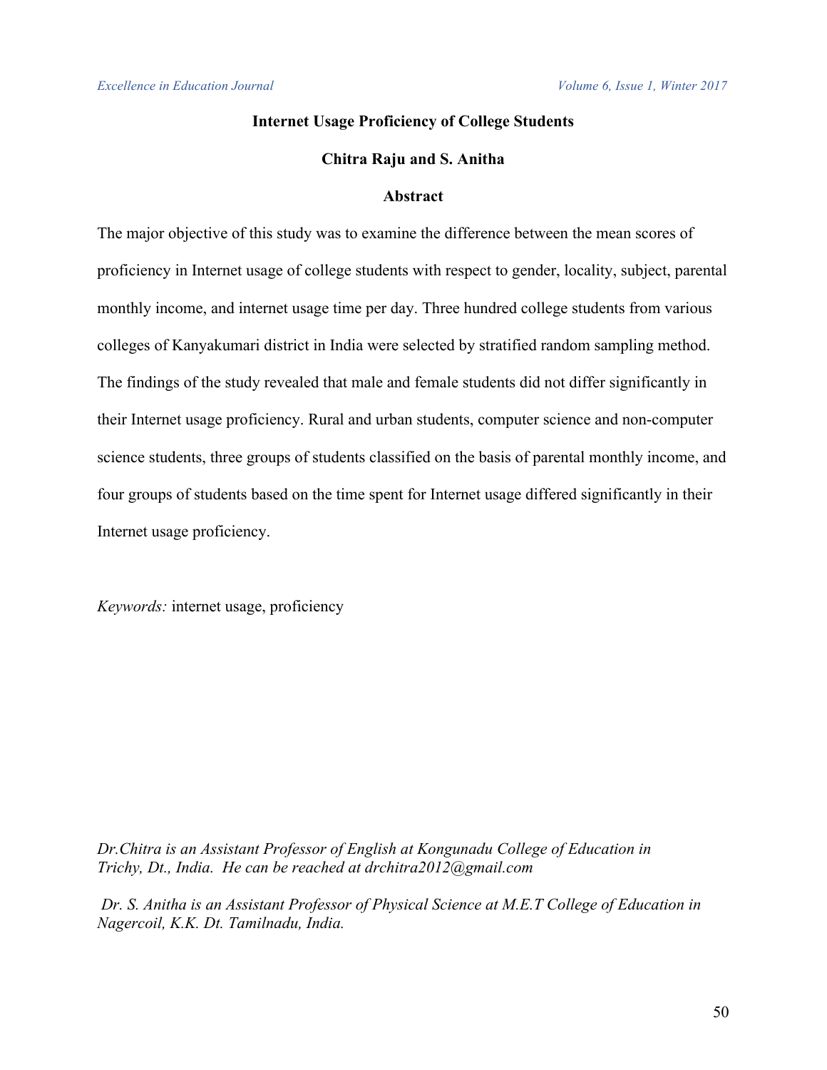# Internet Usage Proficiency of College Students

**Chitra Raju and S. Anitha**

## Abstract

The major objective of this study was to examine the difference between the mean scores of proficiency in Internet usage of college students with respect to gender, locality, subject, parental monthly income, and internet usage time per day. Three hundred college students from various colleges of Kanyakumari district in India were selected by stratified random sampling method. The findings of the study revealed that male and female students did not differ significantly in their Internet usage proficiency. Rural and urban students, computer science and non-computer science students, three groups of students classified on the basis of parental monthly income, and four groups of students based on the time spent for Internet usage differed significantly in their Internet usage proficiency.

*Keywords:* internet usage, proficiency

*Dr.Chitra is an Assistant Professor of English at Kongunadu College of Education in Trichy, Dt., India. He can be reached at drchitra2012@gmail.com*

*Dr. S. Anitha is an Assistant Professor of Physical Science at M.E.T College of Education in Nagercoil, K.K. Dt. Tamilnadu, India.*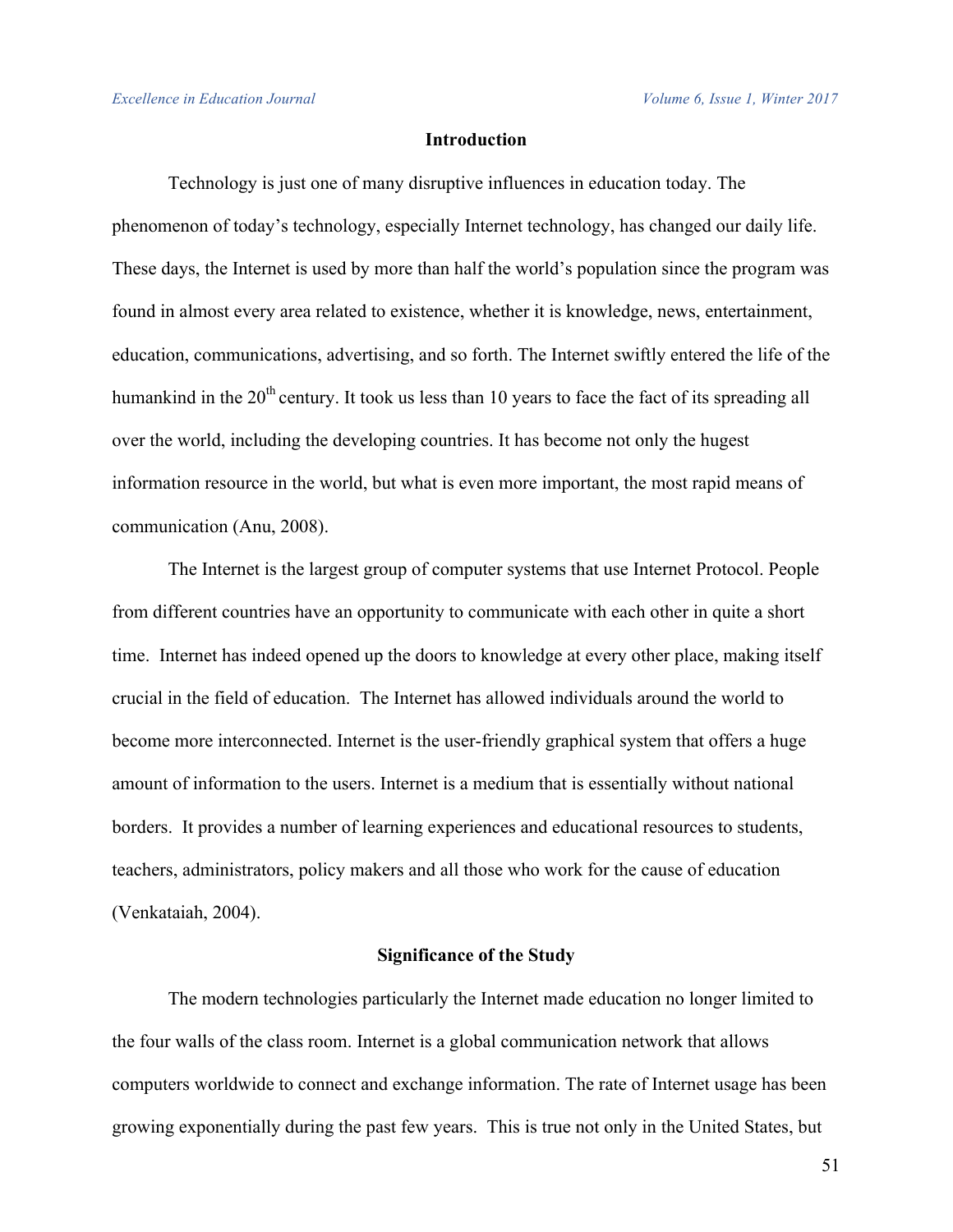## Introduction

Technology is just one of many disruptive influences in education today. The phenomenon of today's technology, especially Internet technology, has changed our daily life. These days, the Internet is used by more than half the world's population since the program was found in almost every area related to existence, whether it is knowledge, news, entertainment, education, communications, advertising, and so forth. The Internet swiftly entered the life of the humankind in the 20th century. It took us less than 10 years to face the fact of its spreading all over the world, including the developing countries. It has become not only the hugest information resource in the world, but what is even more important, the most rapid means of communication (Anu, 2008).

The Internet is the largest group of computer systems that use Internet Protocol. People from different countries have an opportunity to communicate with each other in quite a short time. Internet has indeed opened up the doors to knowledge at every other place, making itself crucial in the field of education. The Internet has allowed individuals around the world to become more interconnected. Internet is the user-friendly graphical system that offers a huge amount of information to the users. Internet is a medium that is essentially without national borders. It provides a number of learning experiences and educational resources to students, teachers, administrators, policy makers and all those who work for the cause of education (Venkataiah, 2004).

## Significance of the Study

The modern technologies particularly the Internet made education no longer limited to the four walls of the class room. Internet is a global communication network that allows computers worldwide to connect and exchange information. The rate of Internet usage has been growing exponentially during the past few years. This is true not only in the United States, but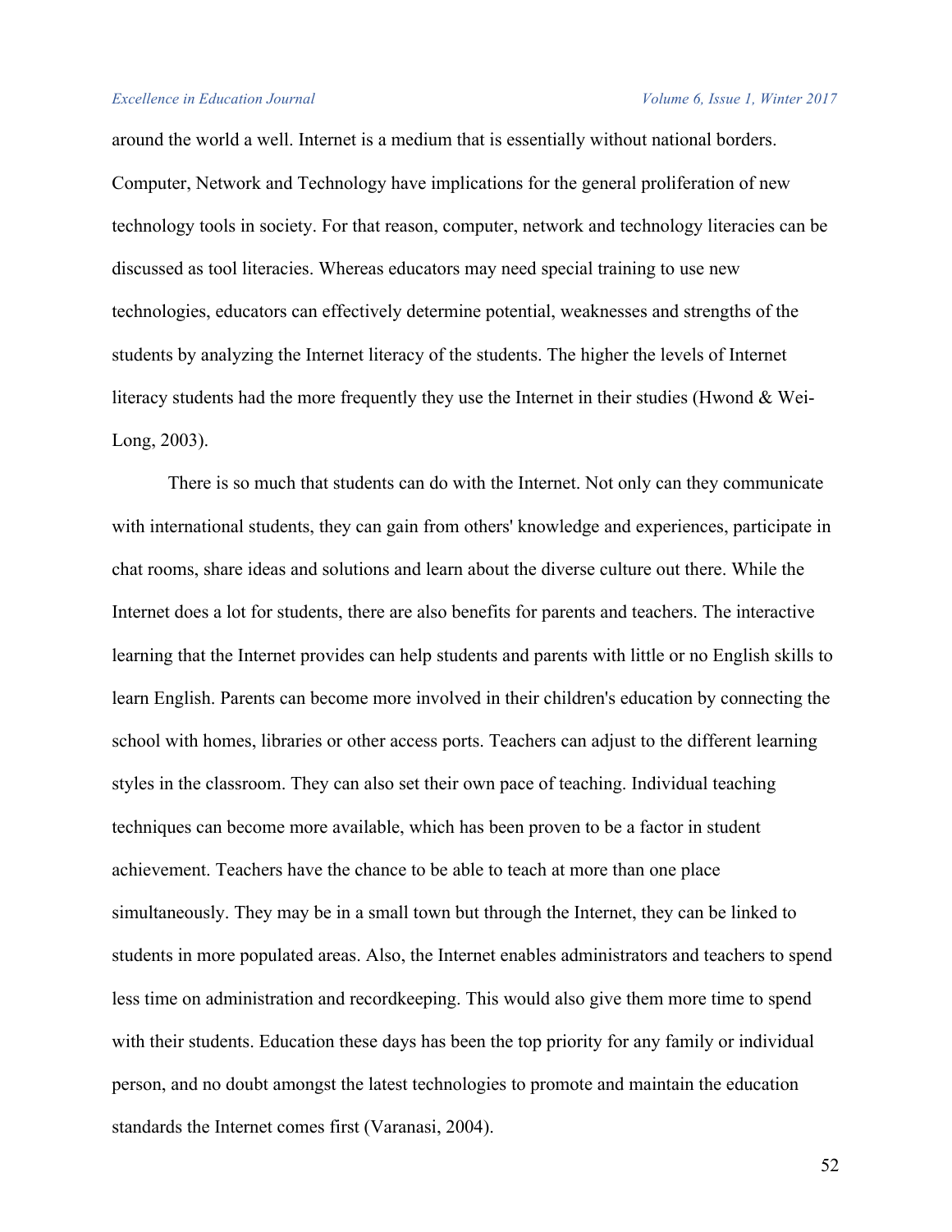around the world a well. Internet is a medium that is essentially without national borders. Computer, Network and Technology have implications for the general proliferation of new technology tools in society. For that reason, computer, network and technology literacies can be discussed as tool literacies. Whereas educators may need special training to use new technologies, educators can effectively determine potential, weaknesses and strengths of the students by analyzing the Internet literacy of the students. The higher the levels of Internet literacy students had the more frequently they use the Internet in their studies (Hwond & Wei-Long, 2003).

There is so much that students can do with the Internet. Not only can they communicate with international students, they can gain from others' knowledge and experiences, participate in chat rooms, share ideas and solutions and learn about the diverse culture out there. While the Internet does a lot for students, there are also benefits for parents and teachers. The interactive learning that the Internet provides can help students and parents with little or no English skills to learn English. Parents can become more involved in their children's education by connecting the school with homes, libraries or other access ports. Teachers can adjust to the different learning styles in the classroom. They can also set their own pace of teaching. Individual teaching techniques can become more available, which has been proven to be a factor in student achievement. Teachers have the chance to be able to teach at more than one place simultaneously. They may be in a small town but through the Internet, they can be linked to students in more populated areas. Also, the Internet enables administrators and teachers to spend less time on administration and recordkeeping. This would also give them more time to spend with their students. Education these days has been the top priority for any family or individual person, and no doubt amongst the latest technologies to promote and maintain the education standards the Internet comes first (Varanasi, 2004).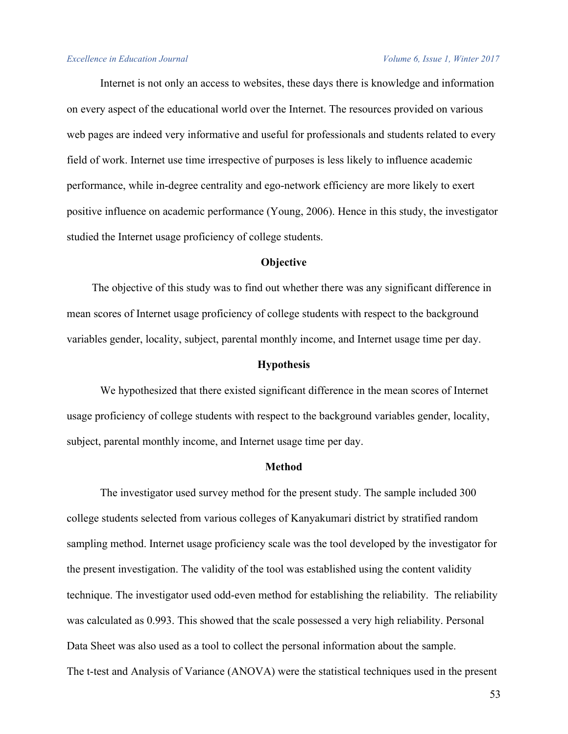Internet is not only an access to websites, these days there is knowledge and information on every aspect of the educational world over the Internet. The resources provided on various web pages are indeed very informative and useful for professionals and students related to every field of work. Internet use time irrespective of purposes is less likely to influence academic performance, while in-degree centrality and ego-network efficiency are more likely to exert positive influence on academic performance (Young, 2006). Hence in this study, the investigator studied the Internet usage proficiency of college students.

## Objective

The objective of this study was to find out whether there was any significant difference in mean scores of Internet usage proficiency of college students with respect to the background variables gender, locality, subject, parental monthly income, and Internet usage time per day.

## Hypothesis

We hypothesized that there existed significant difference in the mean scores of Internet usage proficiency of college students with respect to the background variables gender, locality, subject, parental monthly income, and Internet usage time per day.

## Method

The investigator used survey method for the present study. The sample included 300 college students selected from various colleges of Kanyakumari district by stratified random sampling method. Internet usage proficiency scale was the tool developed by the investigator for the present investigation. The validity of the tool was established using the content validity technique. The investigator used odd-even method for establishing the reliability. The reliability was calculated as 0.993. This showed that the scale possessed a very high reliability. Personal Data Sheet was also used as a tool to collect the personal information about the sample.

The t-test and Analysis of Variance (ANOVA) were the statistical techniques used in the present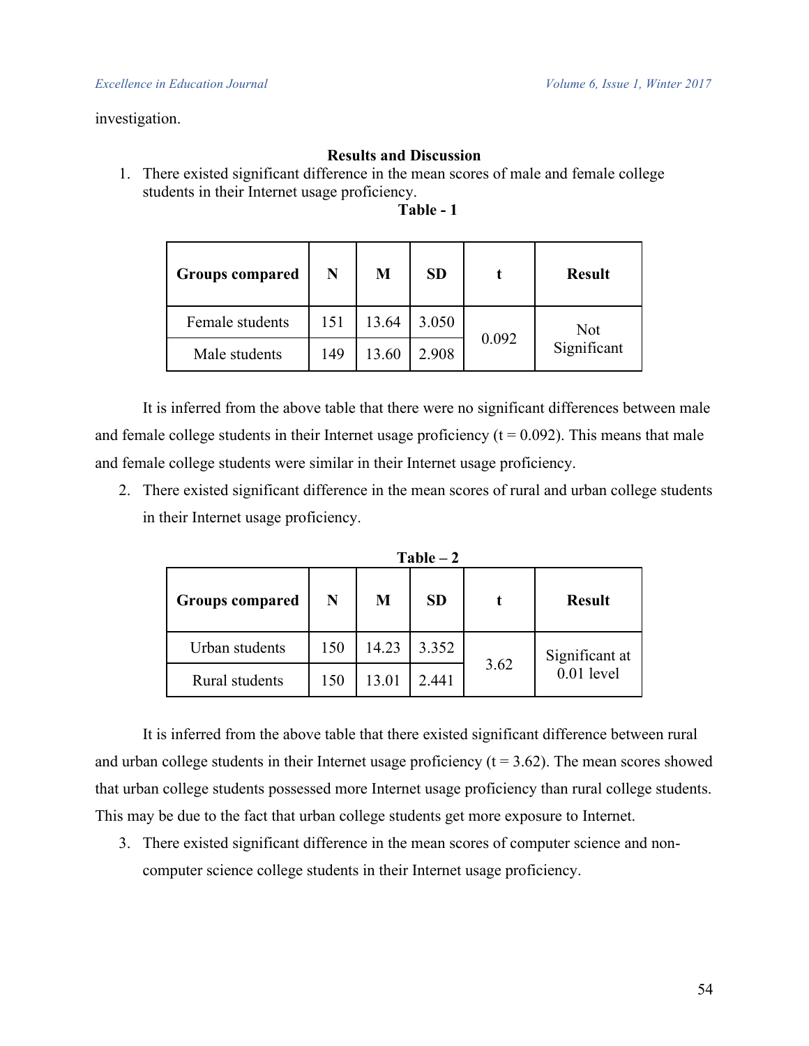investigation.

## Results and Discussion

1. There existed significant difference in the mean scores of male and female college students in their Internet usage proficiency.

**Table - 1**

| Groups compared | N | M | SD | t | Result |
|---|---|---|---|---|---|
| Female students | 151 | 13.64 | 3.050 | 0.092 | Not Significant |
| Male students | 149 | 13.60 | 2.908 | | |

It is inferred from the above table that there were no significant differences between male and female college students in their Internet usage proficiency (t = 0.092). This means that male and female college students were similar in their Internet usage proficiency.

2. There existed significant difference in the mean scores of rural and urban college students in their Internet usage proficiency.

**Table – 2**

| Groups compared | N | M | SD | t | Result |
|---|---|---|---|---|---|
| Urban students | 150 | 14.23 | 3.352 | 3.62 | Significant at 0.01 level |
| Rural students | 150 | 13.01 | 2.441 | | |

It is inferred from the above table that there existed significant difference between rural and urban college students in their Internet usage proficiency (t = 3.62). The mean scores showed that urban college students possessed more Internet usage proficiency than rural college students. This may be due to the fact that urban college students get more exposure to Internet.

3. There existed significant difference in the mean scores of computer science and non-computer science college students in their Internet usage proficiency.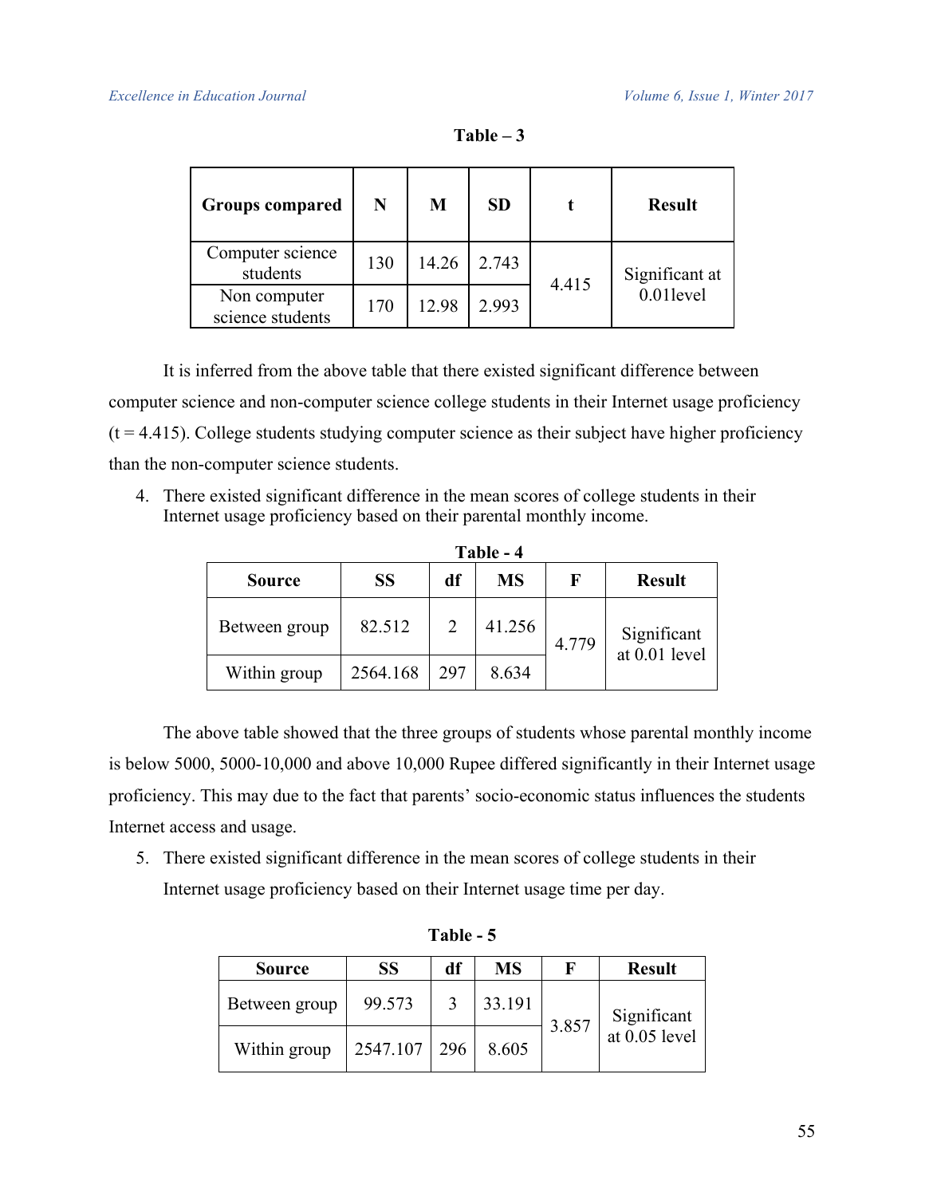**Table – 3**

| Groups compared | N | M | SD | t | Result |
|---|---|---|---|---|---|
| Computer science students | 130 | 14.26 | 2.743 | 4.415 | Significant at 0.01level |
| Non computer science students | 170 | 12.98 | 2.993 | | |

It is inferred from the above table that there existed significant difference between computer science and non-computer science college students in their Internet usage proficiency (t = 4.415). College students studying computer science as their subject have higher proficiency than the non-computer science students.

4. There existed significant difference in the mean scores of college students in their Internet usage proficiency based on their parental monthly income.

**Table - 4**

| Source | SS | df | MS | F | Result |
|---|---|---|---|---|---|
| Between group | 82.512 | 2 | 41.256 | 4.779 | Significant at 0.01 level |
| Within group | 2564.168 | 297 | 8.634 | | |

The above table showed that the three groups of students whose parental monthly income is below 5000, 5000-10,000 and above 10,000 Rupee differed significantly in their Internet usage proficiency. This may due to the fact that parents' socio-economic status influences the students Internet access and usage.

5. There existed significant difference in the mean scores of college students in their Internet usage proficiency based on their Internet usage time per day.

**Table - 5**

| Source | SS | df | MS | F | Result |
|---|---|---|---|---|---|
| Between group | 99.573 | 3 | 33.191 | 3.857 | Significant at 0.05 level |
| Within group | 2547.107 | 296 | 8.605 | | |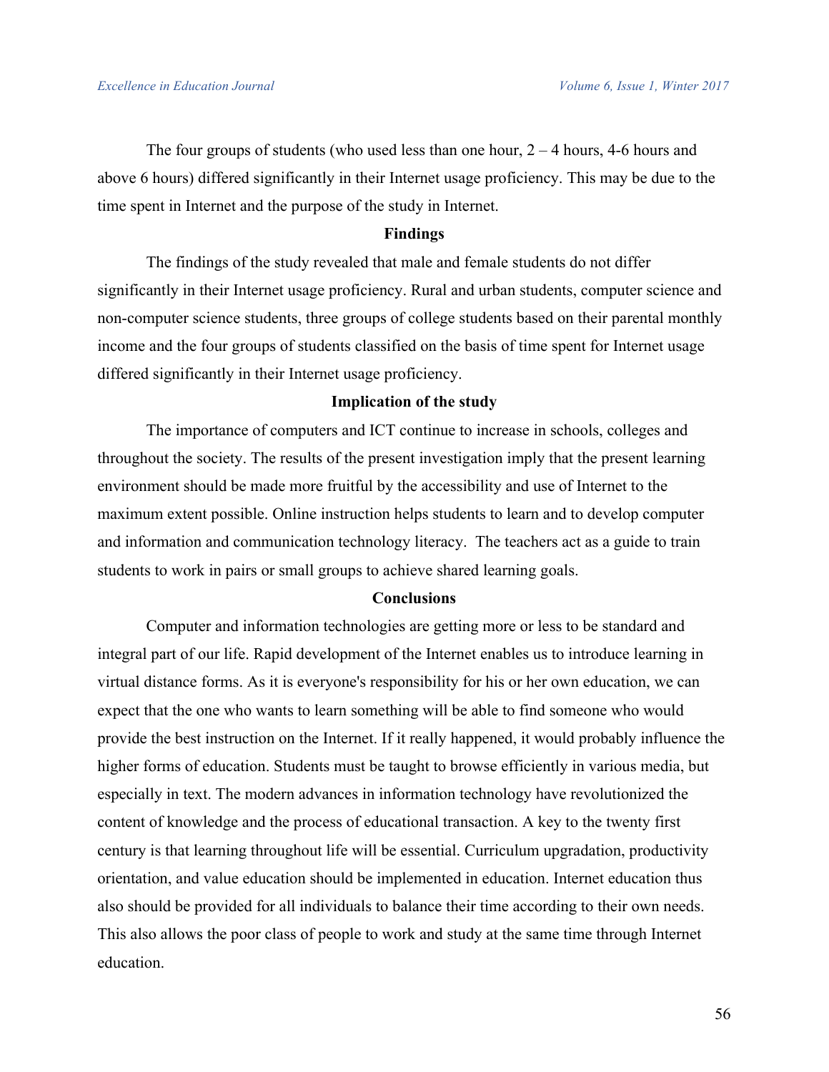The four groups of students (who used less than one hour, 2 – 4 hours, 4-6 hours and above 6 hours) differed significantly in their Internet usage proficiency. This may be due to the time spent in Internet and the purpose of the study in Internet.

## Findings

The findings of the study revealed that male and female students do not differ significantly in their Internet usage proficiency. Rural and urban students, computer science and non-computer science students, three groups of college students based on their parental monthly income and the four groups of students classified on the basis of time spent for Internet usage differed significantly in their Internet usage proficiency.

## Implication of the study

The importance of computers and ICT continue to increase in schools, colleges and throughout the society. The results of the present investigation imply that the present learning environment should be made more fruitful by the accessibility and use of Internet to the maximum extent possible. Online instruction helps students to learn and to develop computer and information and communication technology literacy. The teachers act as a guide to train students to work in pairs or small groups to achieve shared learning goals.

## Conclusions

Computer and information technologies are getting more or less to be standard and integral part of our life. Rapid development of the Internet enables us to introduce learning in virtual distance forms. As it is everyone's responsibility for his or her own education, we can expect that the one who wants to learn something will be able to find someone who would provide the best instruction on the Internet. If it really happened, it would probably influence the higher forms of education. Students must be taught to browse efficiently in various media, but especially in text. The modern advances in information technology have revolutionized the content of knowledge and the process of educational transaction. A key to the twenty first century is that learning throughout life will be essential. Curriculum upgradation, productivity orientation, and value education should be implemented in education. Internet education thus also should be provided for all individuals to balance their time according to their own needs. This also allows the poor class of people to work and study at the same time through Internet education.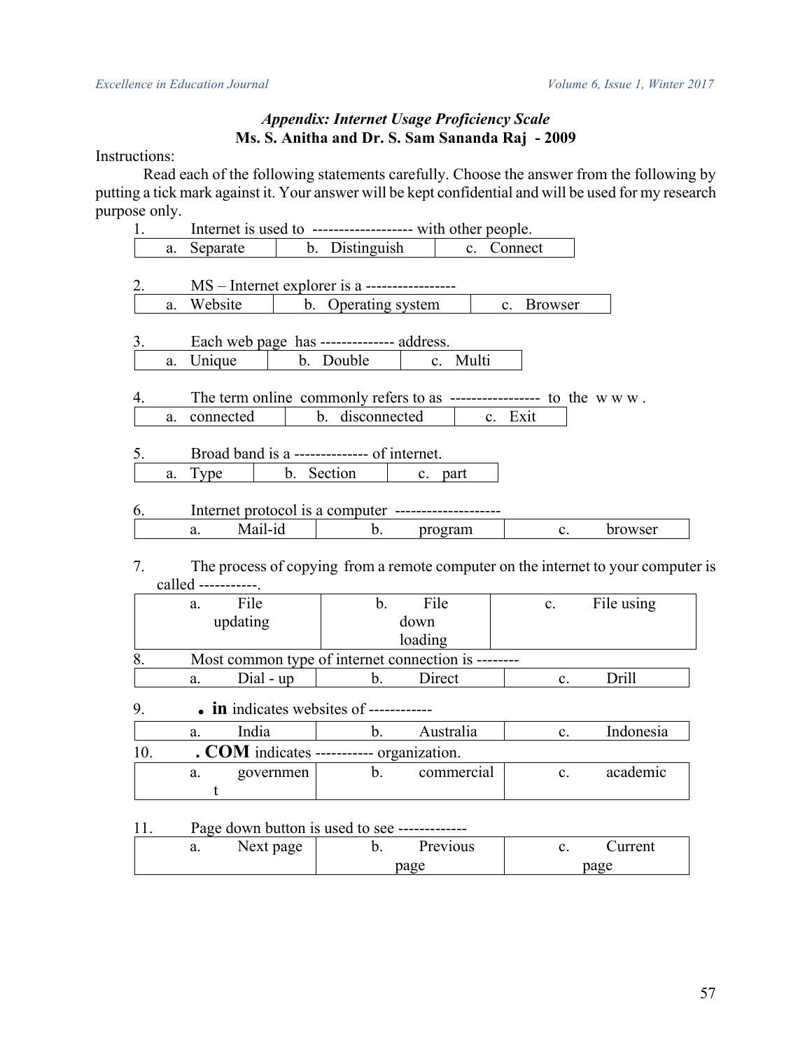### *Appendix: Internet Usage Proficiency Scale*

**Ms. S. Anitha and Dr. S. Sam Sananda Raj - 2009**

Instructions:

Read each of the following statements carefully. Choose the answer from the following by putting a tick mark against it. Your answer will be kept confidential and will be used for my research purpose only.

1. Internet is used to ------------------ with other people.

| a. Separate | b. Distinguish | c. Connect |
|---|---|---|

2. MS – Internet explorer is a ----------------

| a. Website | b. Operating system | c. Browser |
|---|---|---|

3. Each web page has -------------- address.

| a. Unique | b. Double | c. Multi |
|---|---|---|

4. The term online commonly refers to as ---------------- to the w w w .

| a. connected | b. disconnected | c. Exit |
|---|---|---|

5. Broad band is a -------------- of internet.

| a. Type | b. Section | c. part |
|---|---|---|

6. Internet protocol is a computer --------------------

| a. Mail-id | b. program | c. browser |
|---|---|---|

7. The process of copying from a remote computer on the internet to your computer is called -----------.

| a. File updating | b. File down loading | c. File using |
|---|---|---|

8. Most common type of internet connection is --------

| a. Dial - up | b. Direct | c. Drill |
|---|---|---|

9. **. in** indicates websites of ------------

| a. India | b. Australia | c. Indonesia |
|---|---|---|

10. **. COM** indicates ----------- organization.

| a. government | b. commercial | c. academic |
|---|---|---|

11. Page down button is used to see -------------

| a. Next page | b. Previous page | c. Current page |
|---|---|---|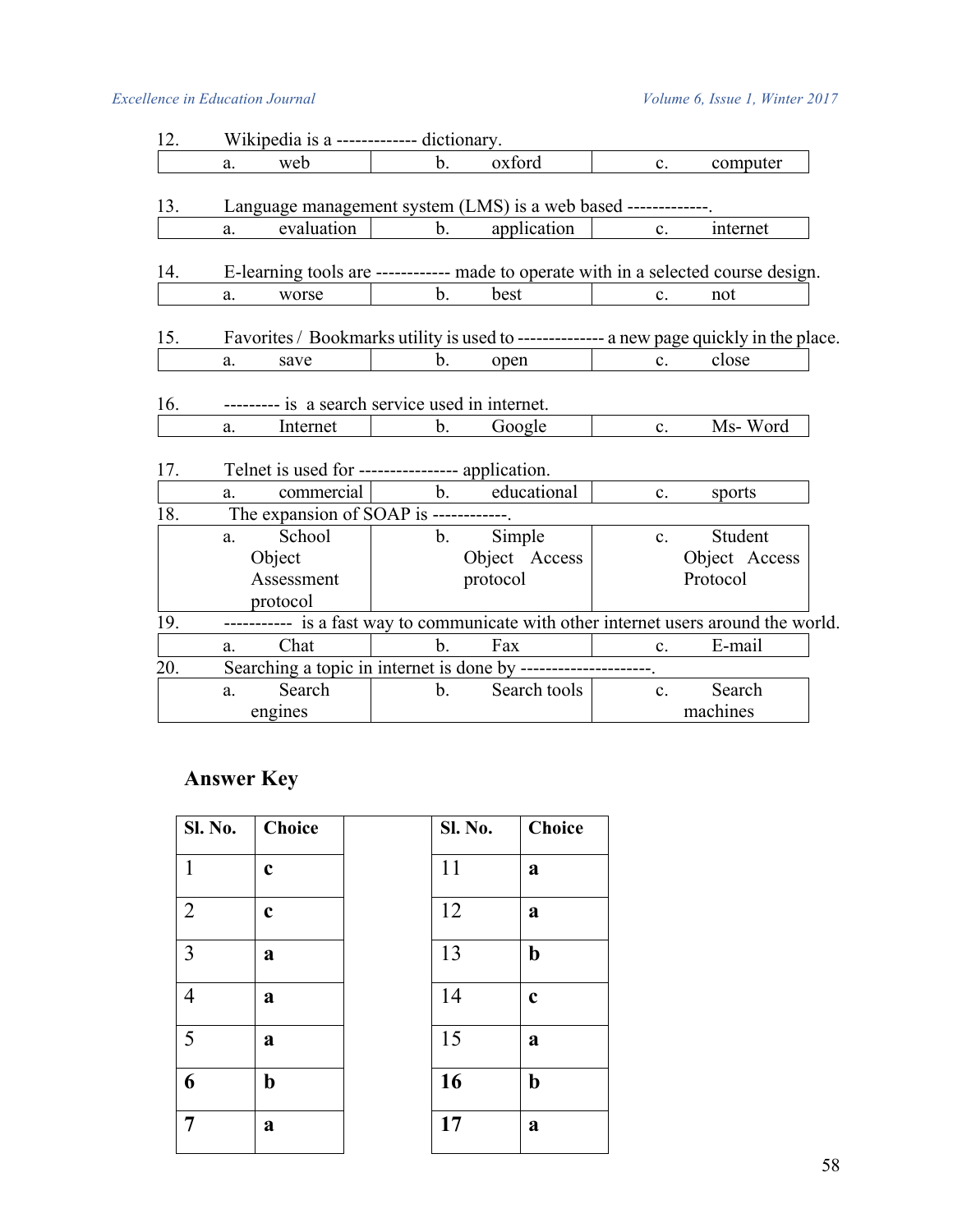12. Wikipedia is a ------------- dictionary.

| a. web | b. oxford | c. computer |
|---|---|---|

13. Language management system (LMS) is a web based -------------.

| a. evaluation | b. application | c. internet |
|---|---|---|

14. E-learning tools are ------------ made to operate with in a selected course design.

| a. worse | b. best | c. not |
|---|---|---|

15. Favorites / Bookmarks utility is used to ------------- a new page quickly in the place.

| a. save | b. open | c. close |
|---|---|---|

16. --------- is a search service used in internet.

| a. Internet | b. Google | c. Ms- Word |
|---|---|---|

17. Telnet is used for ---------------- application.

| a. commercial | b. educational | c. sports |
|---|---|---|

18. The expansion of SOAP is ------------.

| a. School Object Assessment protocol | b. Simple Object Access protocol | c. Student Object Access Protocol |
|---|---|---|

19. ----------- is a fast way to communicate with other internet users around the world.

| a. Chat | b. Fax | c. E-mail |
|---|---|---|

20. Searching a topic in internet is done by ---------------------.

| a. Search engines | b. Search tools | c. Search machines |
|---|---|---|

## Answer Key

| Sl. No. | Choice | | Sl. No. | Choice |
|---|---|---|---|---|
| 1 | **c** | | 11 | **a** |
| 2 | **c** | | 12 | **a** |
| 3 | **a** | | 13 | **b** |
| 4 | **a** | | 14 | **c** |
| 5 | **a** | | 15 | **a** |
| **6** | **b** | | **16** | **b** |
| **7** | **a** | | **17** | **a** |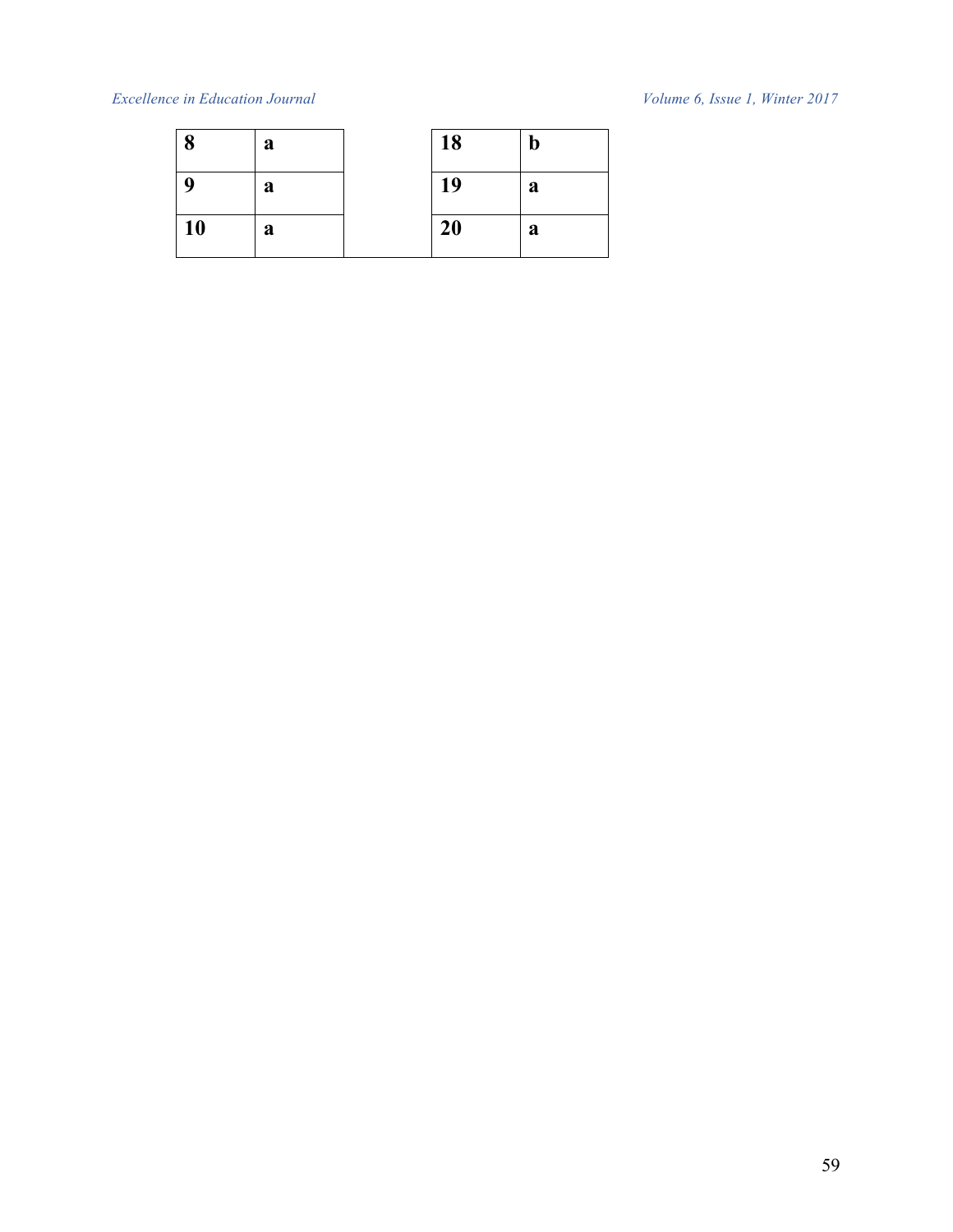| 8 | a | | 18 | b |
|---|---|---|---|---|
| 9 | a | | 19 | a |
| 10 | a | | 20 | a |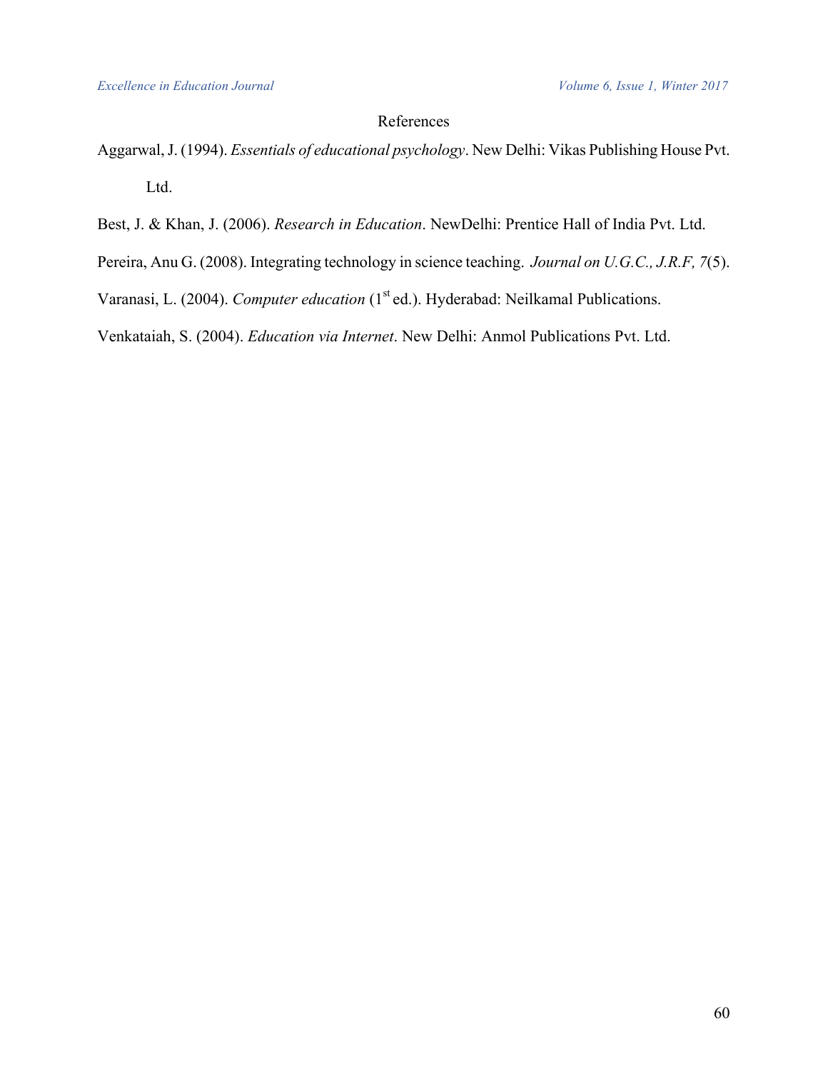## References

Aggarwal, J. (1994). *Essentials of educational psychology*. New Delhi: Vikas Publishing House Pvt. Ltd.

Best, J. & Khan, J. (2006). *Research in Education*. NewDelhi: Prentice Hall of India Pvt. Ltd.

Pereira, Anu G. (2008). Integrating technology in science teaching. *Journal on U.G.C., J.R.F, 7*(5).

Varanasi, L. (2004). *Computer education* (1st ed.). Hyderabad: Neilkamal Publications.

Venkataiah, S. (2004). *Education via Internet*. New Delhi: Anmol Publications Pvt. Ltd.